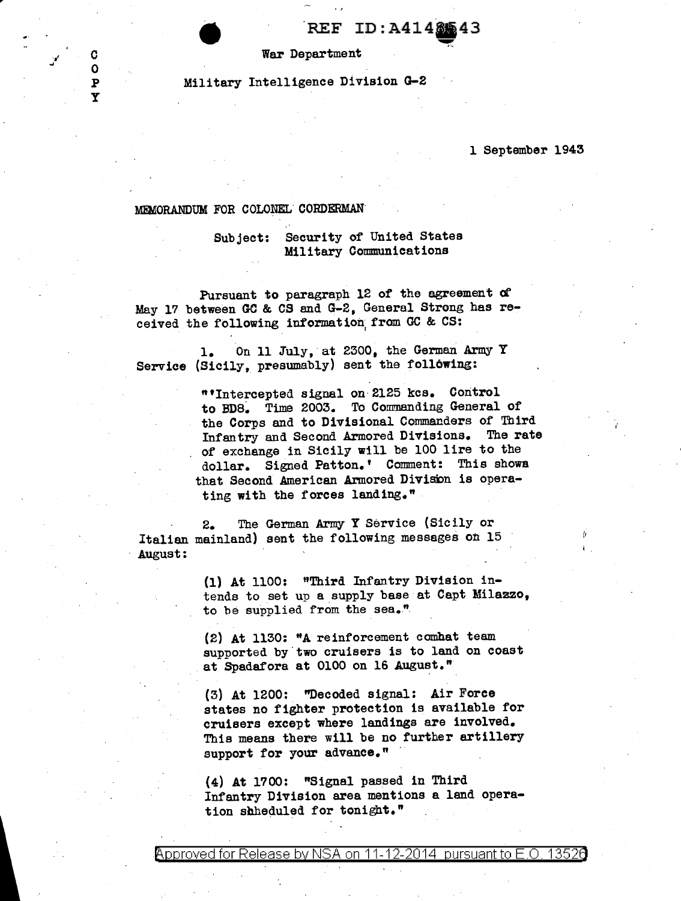REF ID:A4148543

C
O
P
Y

War Department

Military Intelligence Division G-2

1 September 1943

MEMORANDUM FOR COLONEL CORDERMAN

Subject: Security of United States Military Communications

Pursuant to paragraph 12 of the agreement of May 17 between GC & CS and G-2, General Strong has received the following information from GC & CS:

1. On 11 July, at 2300, the German Army Y Service (Sicily, presumably) sent the following:

> "'Intercepted signal on 2125 kcs. Control to BD8. Time 2003. To Commanding General of the Corps and to Divisional Commanders of Third Infantry and Second Armored Divisions. The rate of exchange in Sicily will be 100 lire to the dollar. Signed Patton.' Comment: This shows that Second American Armored Division is operating with the forces landing."

2. The German Army Y Service (Sicily or Italian mainland) sent the following messages on 15 August:

> (1) At 1100: "Third Infantry Division intends to set up a supply base at Capt Milazzo, to be supplied from the sea."
>
> (2) At 1130: "A reinforcement combat team supported by two cruisers is to land on coast at Spadafora at 0100 on 16 August."
>
> (3) At 1200: "Decoded signal: Air Force states no fighter protection is available for cruisers except where landings are involved. This means there will be no further artillery support for your advance."
>
> (4) At 1700: "Signal passed in Third Infantry Division area mentions a land operation shheduled for tonight."

Approved for Release by NSA on 11-12-2014 pursuant to E.O. 13526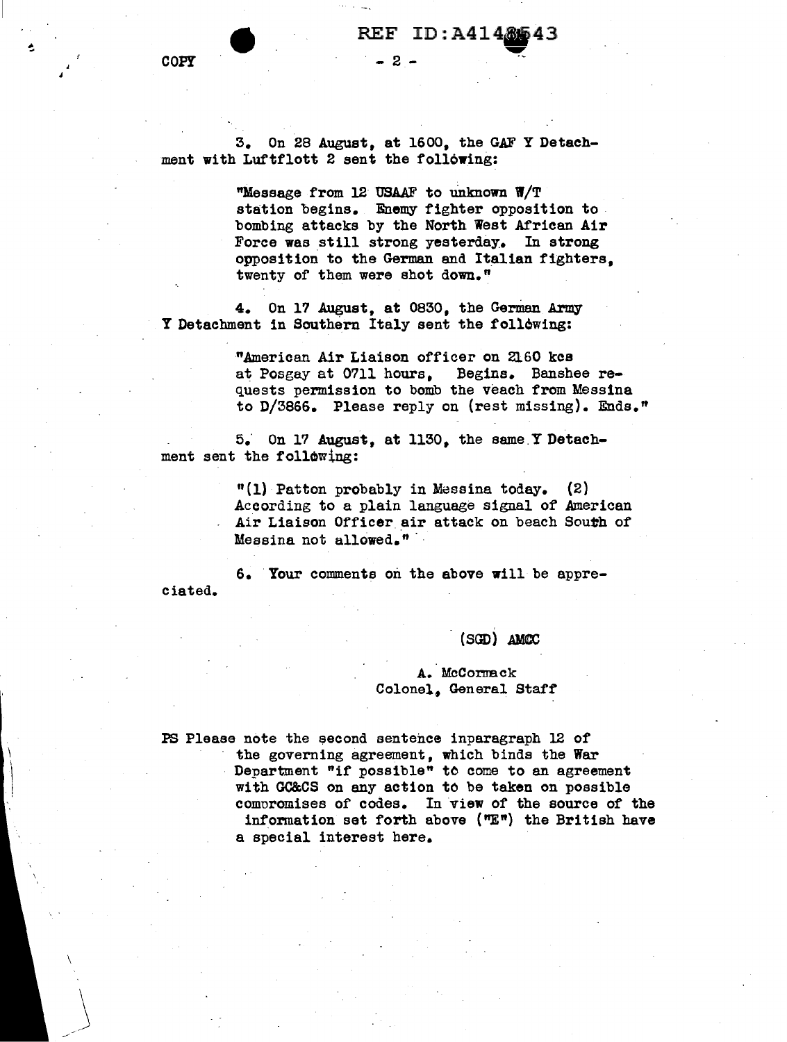COPY

3. On 28 August, at 1600, the GAF Y Detachment with Luftflott 2 sent the following:

> "Message from 12 USAAF to unknown W/T station begins. Enemy fighter opposition to bombing attacks by the North West African Air Force was still strong yesterday. In strong opposition to the German and Italian fighters, twenty of them were shot down."

4. On 17 August, at 0830, the German Army Y Detachment in Southern Italy sent the following:

> "American Air Liaison officer on 2160 kcs at Posgay at 0711 hours, Begins. Banshee requests permission to bomb the veach from Messina to D/3866. Please reply on (rest missing). Ends."

5. On 17 August, at 1130, the same Y Detachment sent the following:

> "(1) Patton probably in Messina today. (2) According to a plain language signal of American Air Liaison Officer air attack on beach South of Messina not allowed."

6. Your comments on the above will be appreciated.

(SGD) AMCC

A. McCormack
Colonel, General Staff

PS Please note the second sentence inparagraph 12 of the governing agreement, which binds the War Department "if possible" to come to an agreement with GC&CS on any action to be taken on possible compromises of codes. In view of the source of the information set forth above ("E") the British have a special interest here.